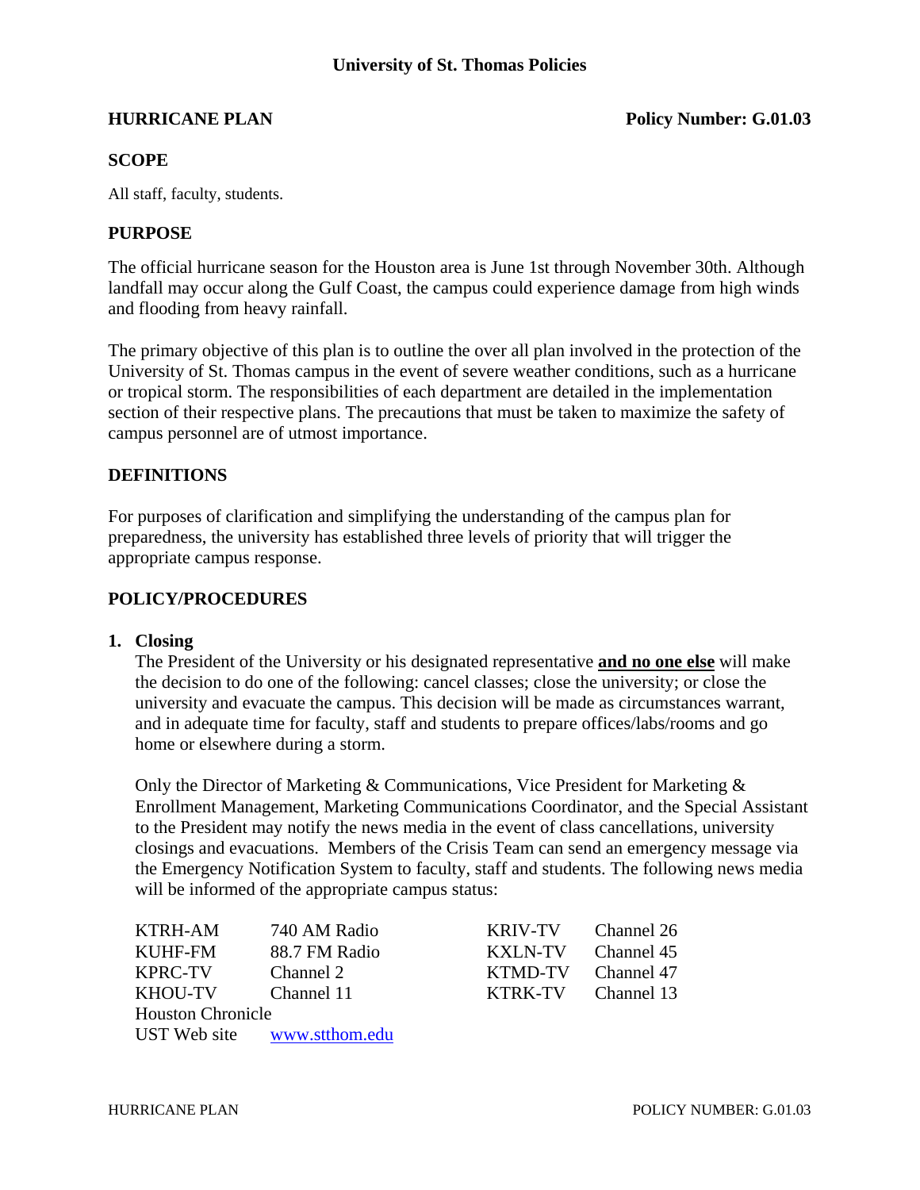**University of St. Thomas Policies**

**HURRICANE PLAN** **Policy Number: G.01.03**

## SCOPE

All staff, faculty, students.

## PURPOSE

The official hurricane season for the Houston area is June 1st through November 30th. Although landfall may occur along the Gulf Coast, the campus could experience damage from high winds and flooding from heavy rainfall.

The primary objective of this plan is to outline the over all plan involved in the protection of the University of St. Thomas campus in the event of severe weather conditions, such as a hurricane or tropical storm. The responsibilities of each department are detailed in the implementation section of their respective plans. The precautions that must be taken to maximize the safety of campus personnel are of utmost importance.

## DEFINITIONS

For purposes of clarification and simplifying the understanding of the campus plan for preparedness, the university has established three levels of priority that will trigger the appropriate campus response.

## POLICY/PROCEDURES

1. **Closing**

   The President of the University or his designated representative **and no one else** will make the decision to do one of the following: cancel classes; close the university; or close the university and evacuate the campus. This decision will be made as circumstances warrant, and in adequate time for faculty, staff and students to prepare offices/labs/rooms and go home or elsewhere during a storm.

   Only the Director of Marketing & Communications, Vice President for Marketing & Enrollment Management, Marketing Communications Coordinator, and the Special Assistant to the President may notify the news media in the event of class cancellations, university closings and evacuations. Members of the Crisis Team can send an emergency message via the Emergency Notification System to faculty, staff and students. The following news media will be informed of the appropriate campus status:

| | | | |
|---|---|---|---|
| KTRH-AM | 740 AM Radio | KRIV-TV | Channel 26 |
| KUHF-FM | 88.7 FM Radio | KXLN-TV | Channel 45 |
| KPRC-TV | Channel 2 | KTMD-TV | Channel 47 |
| KHOU-TV | Channel 11 | KTRK-TV | Channel 13 |
| Houston Chronicle | | | |
| UST Web site | www.stthom.edu | | |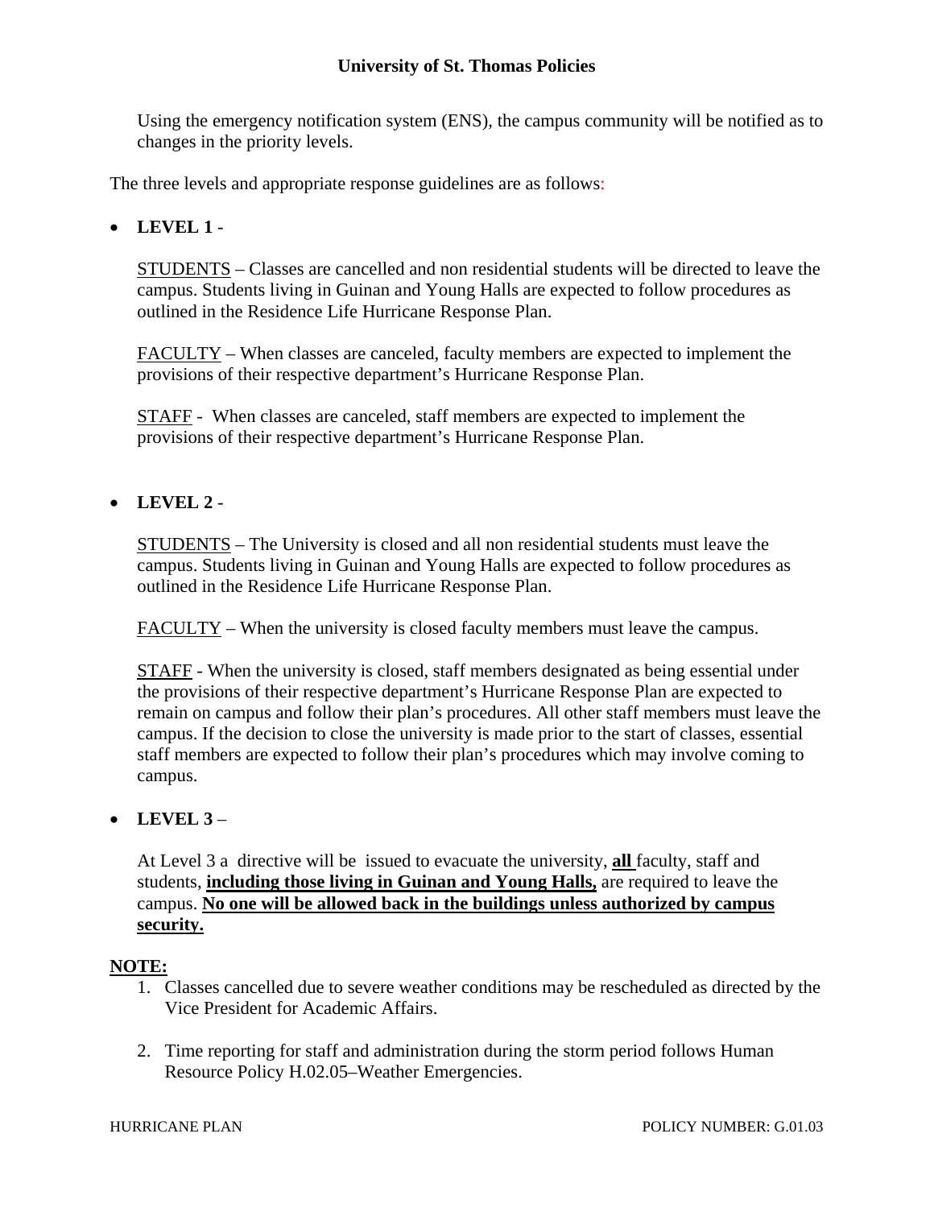Using the emergency notification system (ENS), the campus community will be notified as to changes in the priority levels.

The three levels and appropriate response guidelines are as follows:

- **LEVEL 1** -

  STUDENTS – Classes are cancelled and non residential students will be directed to leave the campus. Students living in Guinan and Young Halls are expected to follow procedures as outlined in the Residence Life Hurricane Response Plan.

  FACULTY – When classes are canceled, faculty members are expected to implement the provisions of their respective department's Hurricane Response Plan.

  STAFF - When classes are canceled, staff members are expected to implement the provisions of their respective department's Hurricane Response Plan.

- **LEVEL 2** -

  STUDENTS – The University is closed and all non residential students must leave the campus. Students living in Guinan and Young Halls are expected to follow procedures as outlined in the Residence Life Hurricane Response Plan.

  FACULTY – When the university is closed faculty members must leave the campus.

  STAFF - When the university is closed, staff members designated as being essential under the provisions of their respective department's Hurricane Response Plan are expected to remain on campus and follow their plan's procedures. All other staff members must leave the campus. If the decision to close the university is made prior to the start of classes, essential staff members are expected to follow their plan's procedures which may involve coming to campus.

- **LEVEL 3** –

  At Level 3 a directive will be issued to evacuate the university, **all** faculty, staff and students, **including those living in Guinan and Young Halls,** are required to leave the campus. **No one will be allowed back in the buildings unless authorized by campus security.**

**NOTE:**

1. Classes cancelled due to severe weather conditions may be rescheduled as directed by the Vice President for Academic Affairs.
2. Time reporting for staff and administration during the storm period follows Human Resource Policy H.02.05–Weather Emergencies.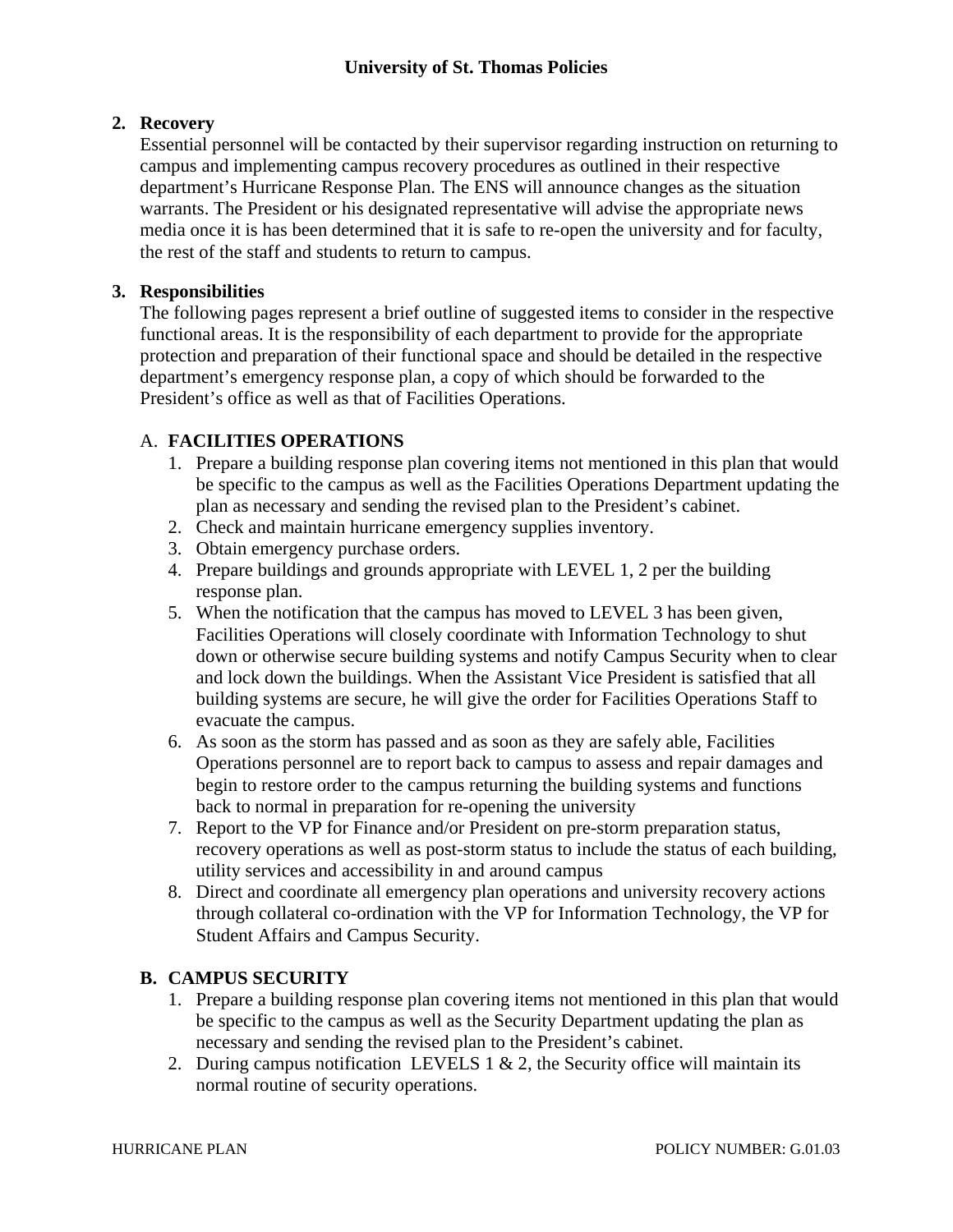**2. Recovery**

Essential personnel will be contacted by their supervisor regarding instruction on returning to campus and implementing campus recovery procedures as outlined in their respective department's Hurricane Response Plan. The ENS will announce changes as the situation warrants. The President or his designated representative will advise the appropriate news media once it is has been determined that it is safe to re-open the university and for faculty, the rest of the staff and students to return to campus.

**3. Responsibilities**

The following pages represent a brief outline of suggested items to consider in the respective functional areas. It is the responsibility of each department to provide for the appropriate protection and preparation of their functional space and should be detailed in the respective department's emergency response plan, a copy of which should be forwarded to the President's office as well as that of Facilities Operations.

A. **FACILITIES OPERATIONS**

1. Prepare a building response plan covering items not mentioned in this plan that would be specific to the campus as well as the Facilities Operations Department updating the plan as necessary and sending the revised plan to the President's cabinet.
2. Check and maintain hurricane emergency supplies inventory.
3. Obtain emergency purchase orders.
4. Prepare buildings and grounds appropriate with LEVEL 1, 2 per the building response plan.
5. When the notification that the campus has moved to LEVEL 3 has been given, Facilities Operations will closely coordinate with Information Technology to shut down or otherwise secure building systems and notify Campus Security when to clear and lock down the buildings. When the Assistant Vice President is satisfied that all building systems are secure, he will give the order for Facilities Operations Staff to evacuate the campus.
6. As soon as the storm has passed and as soon as they are safely able, Facilities Operations personnel are to report back to campus to assess and repair damages and begin to restore order to the campus returning the building systems and functions back to normal in preparation for re-opening the university
7. Report to the VP for Finance and/or President on pre-storm preparation status, recovery operations as well as post-storm status to include the status of each building, utility services and accessibility in and around campus
8. Direct and coordinate all emergency plan operations and university recovery actions through collateral co-ordination with the VP for Information Technology, the VP for Student Affairs and Campus Security.

**B. CAMPUS SECURITY**

1. Prepare a building response plan covering items not mentioned in this plan that would be specific to the campus as well as the Security Department updating the plan as necessary and sending the revised plan to the President's cabinet.
2. During campus notification LEVELS 1 & 2, the Security office will maintain its normal routine of security operations.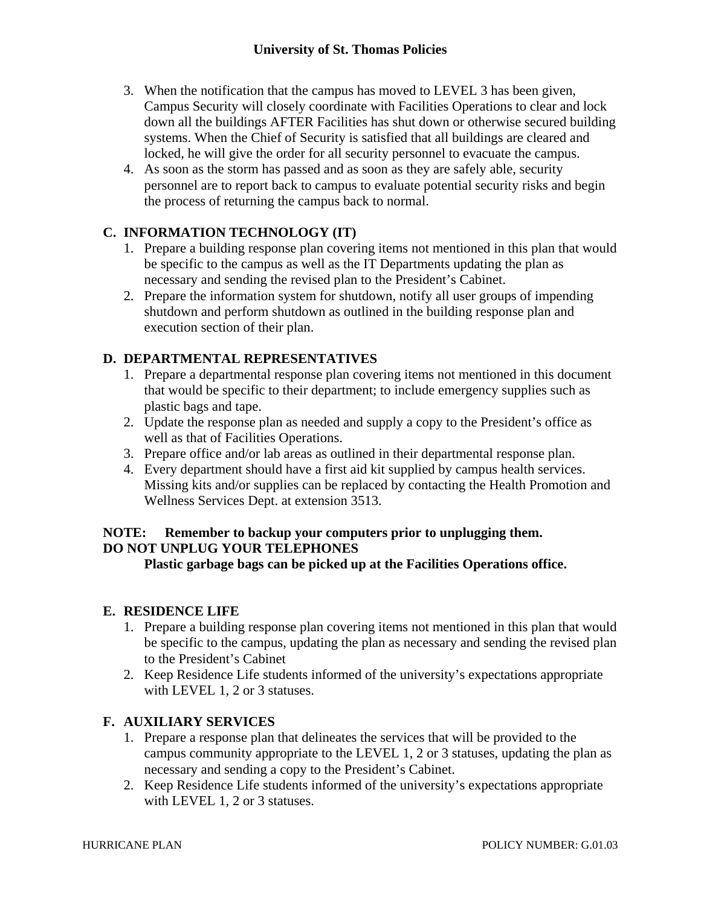3. When the notification that the campus has moved to LEVEL 3 has been given, Campus Security will closely coordinate with Facilities Operations to clear and lock down all the buildings AFTER Facilities has shut down or otherwise secured building systems. When the Chief of Security is satisfied that all buildings are cleared and locked, he will give the order for all security personnel to evacuate the campus.
4. As soon as the storm has passed and as soon as they are safely able, security personnel are to report back to campus to evaluate potential security risks and begin the process of returning the campus back to normal.

## C. INFORMATION TECHNOLOGY (IT)

1. Prepare a building response plan covering items not mentioned in this plan that would be specific to the campus as well as the IT Departments updating the plan as necessary and sending the revised plan to the President's Cabinet.
2. Prepare the information system for shutdown, notify all user groups of impending shutdown and perform shutdown as outlined in the building response plan and execution section of their plan.

## D. DEPARTMENTAL REPRESENTATIVES

1. Prepare a departmental response plan covering items not mentioned in this document that would be specific to their department; to include emergency supplies such as plastic bags and tape.
2. Update the response plan as needed and supply a copy to the President's office as well as that of Facilities Operations.
3. Prepare office and/or lab areas as outlined in their departmental response plan.
4. Every department should have a first aid kit supplied by campus health services. Missing kits and/or supplies can be replaced by contacting the Health Promotion and Wellness Services Dept. at extension 3513.

**NOTE: Remember to backup your computers prior to unplugging them.**
**DO NOT UNPLUG YOUR TELEPHONES**
**Plastic garbage bags can be picked up at the Facilities Operations office.**

## E. RESIDENCE LIFE

1. Prepare a building response plan covering items not mentioned in this plan that would be specific to the campus, updating the plan as necessary and sending the revised plan to the President's Cabinet
2. Keep Residence Life students informed of the university's expectations appropriate with LEVEL 1, 2 or 3 statuses.

## F. AUXILIARY SERVICES

1. Prepare a response plan that delineates the services that will be provided to the campus community appropriate to the LEVEL 1, 2 or 3 statuses, updating the plan as necessary and sending a copy to the President's Cabinet.
2. Keep Residence Life students informed of the university's expectations appropriate with LEVEL 1, 2 or 3 statuses.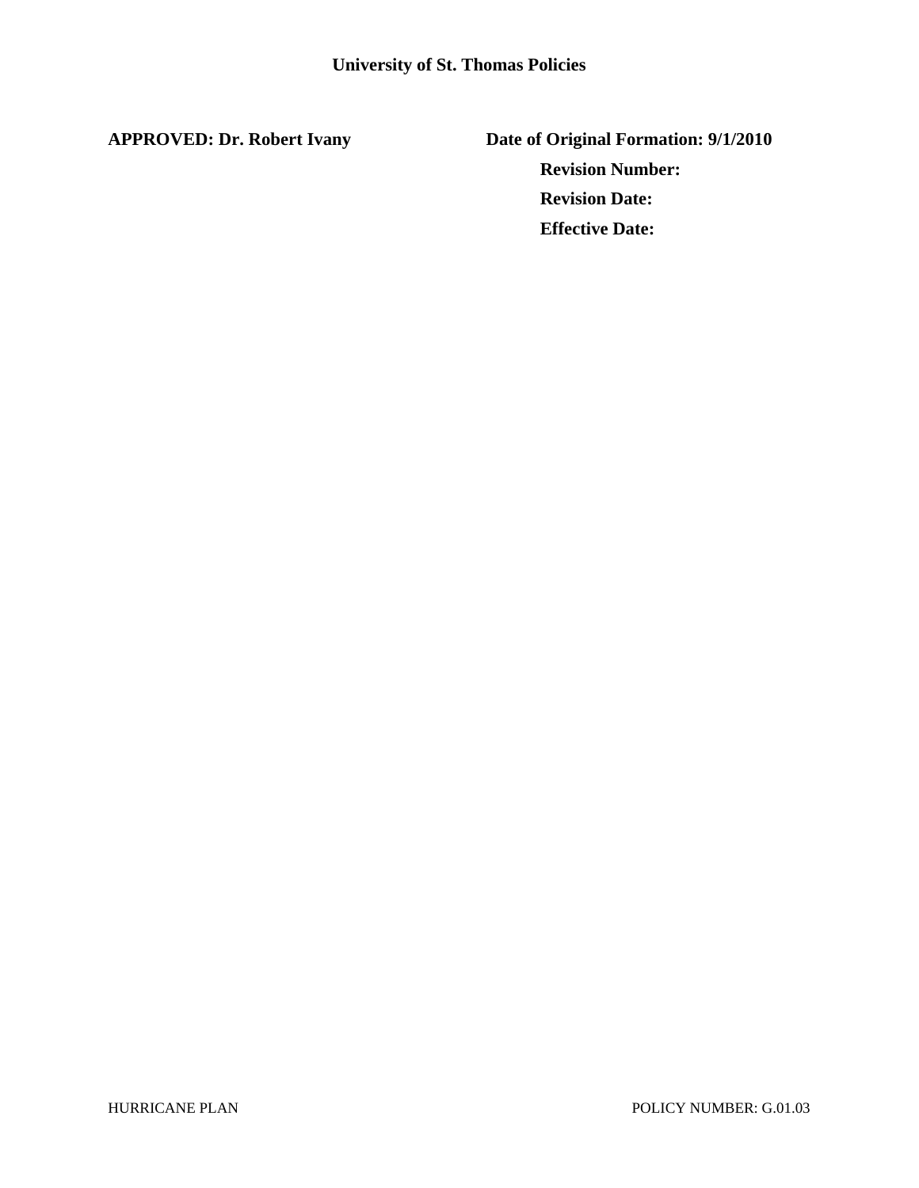**University of St. Thomas Policies**

**APPROVED: Dr. Robert Ivany**

**Date of Original Formation: 9/1/2010**

**Revision Number:**

**Revision Date:**

**Effective Date:**

HURRICANE PLAN POLICY NUMBER: G.01.03